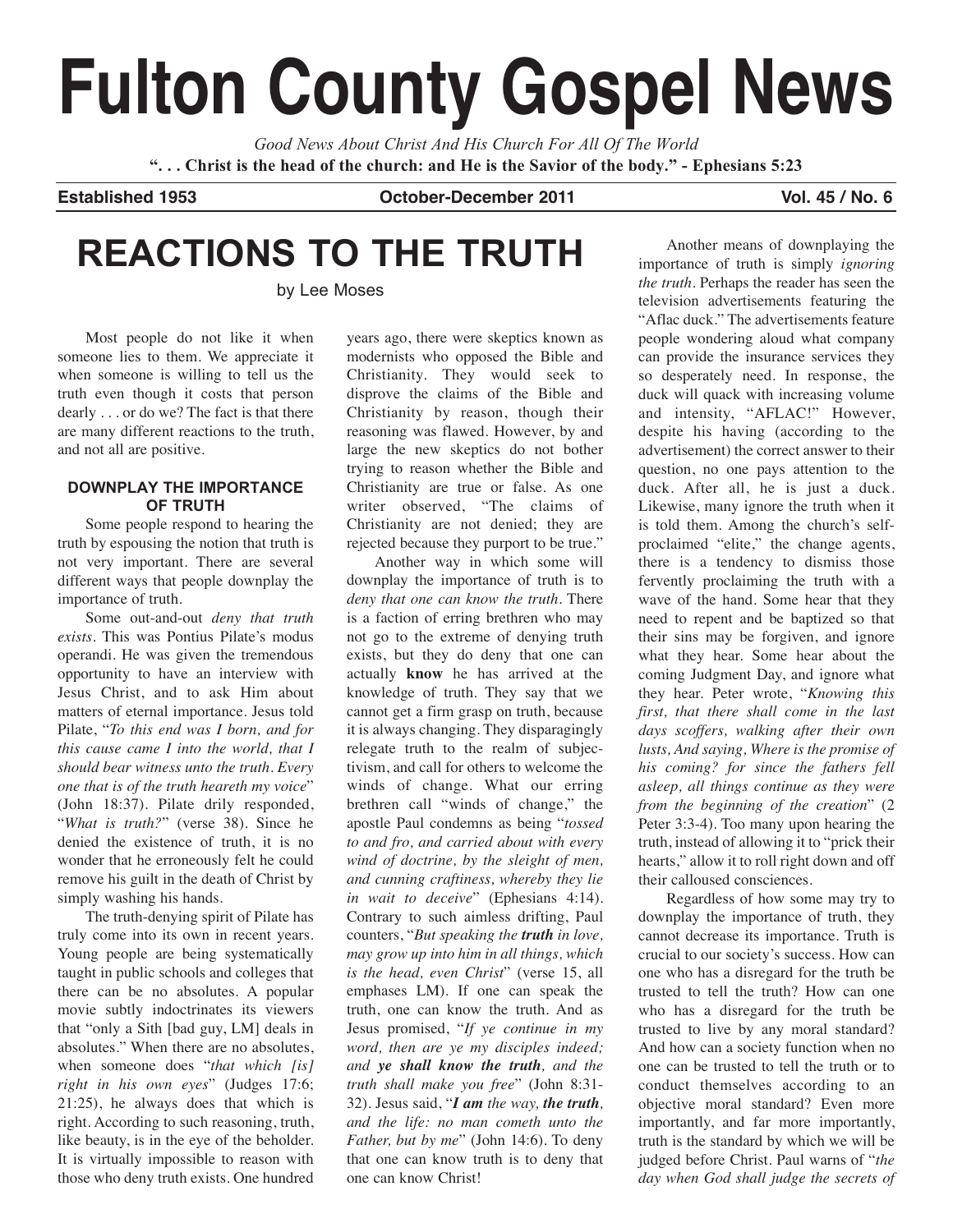# Fulton County Gospel News

*Good News About Christ And His Church For All Of The World*

**". . . Christ is the head of the church: and He is the Savior of the body." - Ephesians 5:23**

**Established 1953** **October-December 2011** **Vol. 45 / No. 6**

## REACTIONS TO THE TRUTH

by Lee Moses

Most people do not like it when someone lies to them. We appreciate it when someone is willing to tell us the truth even though it costs that person dearly . . . or do we? The fact is that there are many different reactions to the truth, and not all are positive.

### DOWNPLAY THE IMPORTANCE OF TRUTH

Some people respond to hearing the truth by espousing the notion that truth is not very important. There are several different ways that people downplay the importance of truth.

Some out-and-out *deny that truth exists*. This was Pontius Pilate's modus operandi. He was given the tremendous opportunity to have an interview with Jesus Christ, and to ask Him about matters of eternal importance. Jesus told Pilate, "*To this end was I born, and for this cause came I into the world, that I should bear witness unto the truth. Every one that is of the truth heareth my voice*" (John 18:37). Pilate drily responded, "*What is truth?*" (verse 38). Since he denied the existence of truth, it is no wonder that he erroneously felt he could remove his guilt in the death of Christ by simply washing his hands.

The truth-denying spirit of Pilate has truly come into its own in recent years. Young people are being systematically taught in public schools and colleges that there can be no absolutes. A popular movie subtly indoctrinates its viewers that "only a Sith [bad guy, LM] deals in absolutes." When there are no absolutes, when someone does "*that which [is] right in his own eyes*" (Judges 17:6; 21:25), he always does that which is right. According to such reasoning, truth, like beauty, is in the eye of the beholder. It is virtually impossible to reason with those who deny truth exists. One hundred years ago, there were skeptics known as modernists who opposed the Bible and Christianity. They would seek to disprove the claims of the Bible and Christianity by reason, though their reasoning was flawed. However, by and large the new skeptics do not bother trying to reason whether the Bible and Christianity are true or false. As one writer observed, "The claims of Christianity are not denied; they are rejected because they purport to be true."

Another way in which some will downplay the importance of truth is to *deny that one can know the truth*. There is a faction of erring brethren who may not go to the extreme of denying truth exists, but they do deny that one can actually **know** he has arrived at the knowledge of truth. They say that we cannot get a firm grasp on truth, because it is always changing. They disparagingly relegate truth to the realm of subjectivism, and call for others to welcome the winds of change. What our erring brethren call "winds of change," the apostle Paul condemns as being "*tossed to and fro, and carried about with every wind of doctrine, by the sleight of men, and cunning craftiness, whereby they lie in wait to deceive*" (Ephesians 4:14). Contrary to such aimless drifting, Paul counters, "*But speaking the* ***truth*** *in love, may grow up into him in all things, which is the head, even Christ*" (verse 15, all emphases LM). If one can speak the truth, one can know the truth. And as Jesus promised, "*If ye continue in my word, then are ye my disciples indeed; and* ***ye shall know the truth****, and the truth shall make you free*" (John 8:31-32). Jesus said, "***I am*** *the way,* ***the truth****, and the life: no man cometh unto the Father, but by me*" (John 14:6). To deny that one can know truth is to deny that one can know Christ!

Another means of downplaying the importance of truth is simply *ignoring the truth*. Perhaps the reader has seen the television advertisements featuring the "Aflac duck." The advertisements feature people wondering aloud what company can provide the insurance services they so desperately need. In response, the duck will quack with increasing volume and intensity, "AFLAC!" However, despite his having (according to the advertisement) the correct answer to their question, no one pays attention to the duck. After all, he is just a duck. Likewise, many ignore the truth when it is told them. Among the church's self-proclaimed "elite," the change agents, there is a tendency to dismiss those fervently proclaiming the truth with a wave of the hand. Some hear that they need to repent and be baptized so that their sins may be forgiven, and ignore what they hear. Some hear about the coming Judgment Day, and ignore what they hear. Peter wrote, "*Knowing this first, that there shall come in the last days scoffers, walking after their own lusts, And saying, Where is the promise of his coming? for since the fathers fell asleep, all things continue as they were from the beginning of the creation*" (2 Peter 3:3-4). Too many upon hearing the truth, instead of allowing it to "prick their hearts," allow it to roll right down and off their calloused consciences.

Regardless of how some may try to downplay the importance of truth, they cannot decrease its importance. Truth is crucial to our society's success. How can one who has a disregard for the truth be trusted to tell the truth? How can one who has a disregard for the truth be trusted to live by any moral standard? And how can a society function when no one can be trusted to tell the truth or to conduct themselves according to an objective moral standard? Even more importantly, and far more importantly, truth is the standard by which we will be judged before Christ. Paul warns of "*the day when God shall judge the secrets of*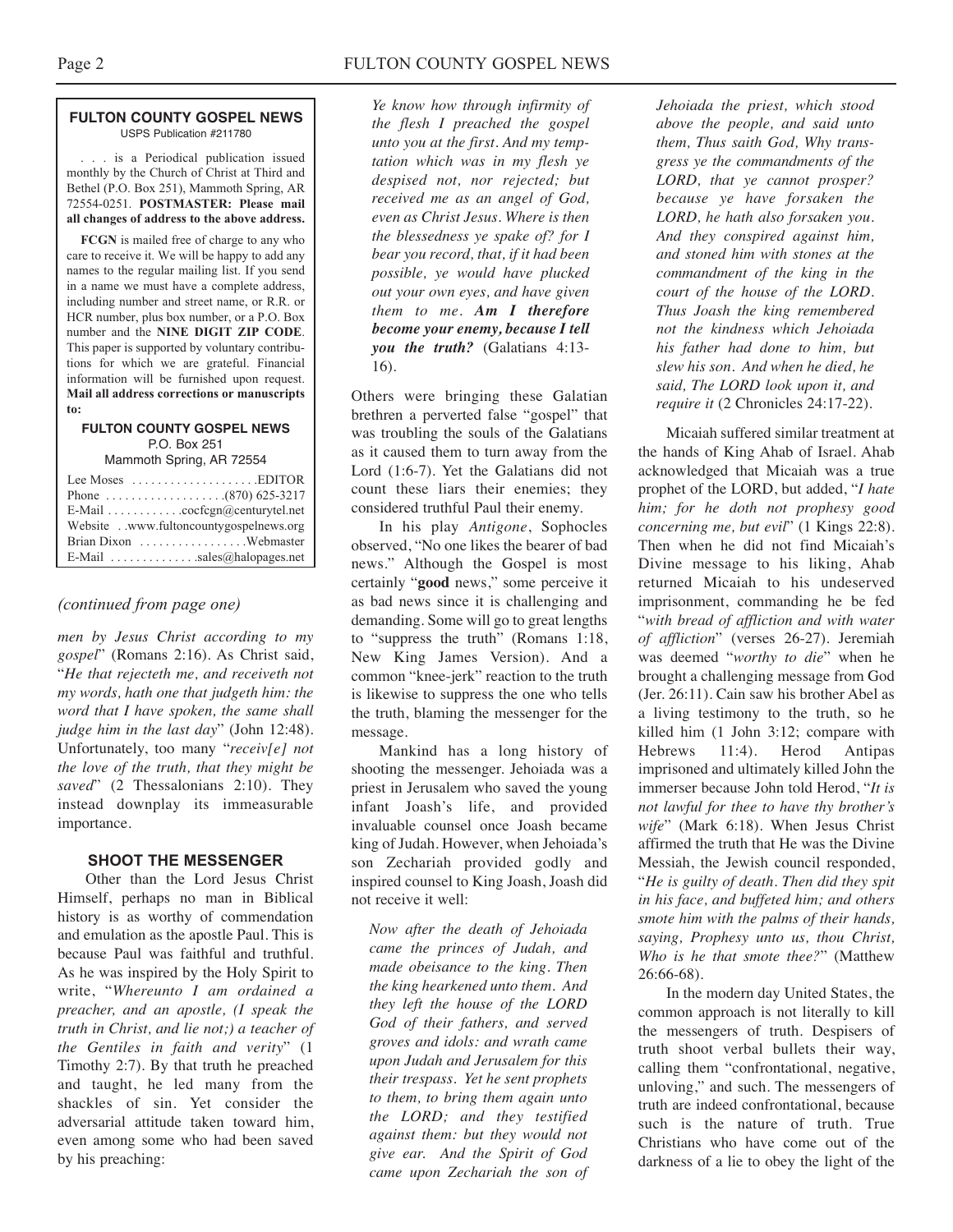**FULTON COUNTY GOSPEL NEWS**
USPS Publication #211780

. . . is a Periodical publication issued monthly by the Church of Christ at Third and Bethel (P.O. Box 251), Mammoth Spring, AR 72554-0251. **POSTMASTER: Please mail all changes of address to the above address.**

**FCGN** is mailed free of charge to any who care to receive it. We will be happy to add any names to the regular mailing list. If you send in a name we must have a complete address, including number and street name, or R.R. or HCR number, plus box number, or a P.O. Box number and the **NINE DIGIT ZIP CODE**. This paper is supported by voluntary contributions for which we are grateful. Financial information will be furnished upon request. **Mail all address corrections or manuscripts to:**

**FULTON COUNTY GOSPEL NEWS**
P.O. Box 251
Mammoth Spring, AR 72554

Lee Moses . . . . . . . . . . . . . . . . . . . .EDITOR
Phone . . . . . . . . . . . . . . . . . . .(870) 625-3217
E-Mail . . . . . . . . . . . .cocfcgn@centurytel.net
Website . .www.fultoncountygospelnews.org
Brian Dixon . . . . . . . . . . . . . . . . .Webmaster
E-Mail . . . . . . . . . . . . . .sales@halopages.net

*(continued from page one)*

*men by Jesus Christ according to my gospel*" (Romans 2:16). As Christ said, "*He that rejecteth me, and receiveth not my words, hath one that judgeth him: the word that I have spoken, the same shall judge him in the last day*" (John 12:48). Unfortunately, too many "*receiv[e] not the love of the truth, that they might be saved*" (2 Thessalonians 2:10). They instead downplay its immeasurable importance.

### SHOOT THE MESSENGER

Other than the Lord Jesus Christ Himself, perhaps no man in Biblical history is as worthy of commendation and emulation as the apostle Paul. This is because Paul was faithful and truthful. As he was inspired by the Holy Spirit to write, "*Whereunto I am ordained a preacher, and an apostle, (I speak the truth in Christ, and lie not;) a teacher of the Gentiles in faith and verity*" (1 Timothy 2:7). By that truth he preached and taught, he led many from the shackles of sin. Yet consider the adversarial attitude taken toward him, even among some who had been saved by his preaching:

> *Ye know how through infirmity of the flesh I preached the gospel unto you at the first. And my temptation which was in my flesh ye despised not, nor rejected; but received me as an angel of God, even as Christ Jesus. Where is then the blessedness ye spake of? for I bear you record, that, if it had been possible, ye would have plucked out your own eyes, and have given them to me.* ***Am I therefore become your enemy, because I tell you the truth?*** (Galatians 4:13-16).

Others were bringing these Galatian brethren a perverted false "gospel" that was troubling the souls of the Galatians as it caused them to turn away from the Lord (1:6-7). Yet the Galatians did not count these liars their enemies; they considered truthful Paul their enemy.

In his play *Antigone*, Sophocles observed, "No one likes the bearer of bad news." Although the Gospel is most certainly "**good** news," some perceive it as bad news since it is challenging and demanding. Some will go to great lengths to "suppress the truth" (Romans 1:18, New King James Version). And a common "knee-jerk" reaction to the truth is likewise to suppress the one who tells the truth, blaming the messenger for the message.

Mankind has a long history of shooting the messenger. Jehoiada was a priest in Jerusalem who saved the young infant Joash's life, and provided invaluable counsel once Joash became king of Judah. However, when Jehoiada's son Zechariah provided godly and inspired counsel to King Joash, Joash did not receive it well:

> *Now after the death of Jehoiada came the princes of Judah, and made obeisance to the king. Then the king hearkened unto them. And they left the house of the LORD God of their fathers, and served groves and idols: and wrath came upon Judah and Jerusalem for this their trespass. Yet he sent prophets to them, to bring them again unto the LORD; and they testified against them: but they would not give ear. And the Spirit of God came upon Zechariah the son of Jehoiada the priest, which stood above the people, and said unto them, Thus saith God, Why transgress ye the commandments of the LORD, that ye cannot prosper? because ye have forsaken the LORD, he hath also forsaken you. And they conspired against him, and stoned him with stones at the commandment of the king in the court of the house of the LORD. Thus Joash the king remembered not the kindness which Jehoiada his father had done to him, but slew his son. And when he died, he said, The LORD look upon it, and require it* (2 Chronicles 24:17-22).

Micaiah suffered similar treatment at the hands of King Ahab of Israel. Ahab acknowledged that Micaiah was a true prophet of the LORD, but added, "*I hate him; for he doth not prophesy good concerning me, but evil*" (1 Kings 22:8). Then when he did not find Micaiah's Divine message to his liking, Ahab returned Micaiah to his undeserved imprisonment, commanding he be fed "*with bread of affliction and with water of affliction*" (verses 26-27). Jeremiah was deemed "*worthy to die*" when he brought a challenging message from God (Jer. 26:11). Cain saw his brother Abel as a living testimony to the truth, so he killed him (1 John 3:12; compare with Hebrews 11:4). Herod Antipas imprisoned and ultimately killed John the immerser because John told Herod, "*It is not lawful for thee to have thy brother's wife*" (Mark 6:18). When Jesus Christ affirmed the truth that He was the Divine Messiah, the Jewish council responded, "*He is guilty of death. Then did they spit in his face, and buffeted him; and others smote him with the palms of their hands, saying, Prophesy unto us, thou Christ, Who is he that smote thee?*" (Matthew 26:66-68).

In the modern day United States, the common approach is not literally to kill the messengers of truth. Despisers of truth shoot verbal bullets their way, calling them "confrontational, negative, unloving," and such. The messengers of truth are indeed confrontational, because such is the nature of truth. True Christians who have come out of the darkness of a lie to obey the light of the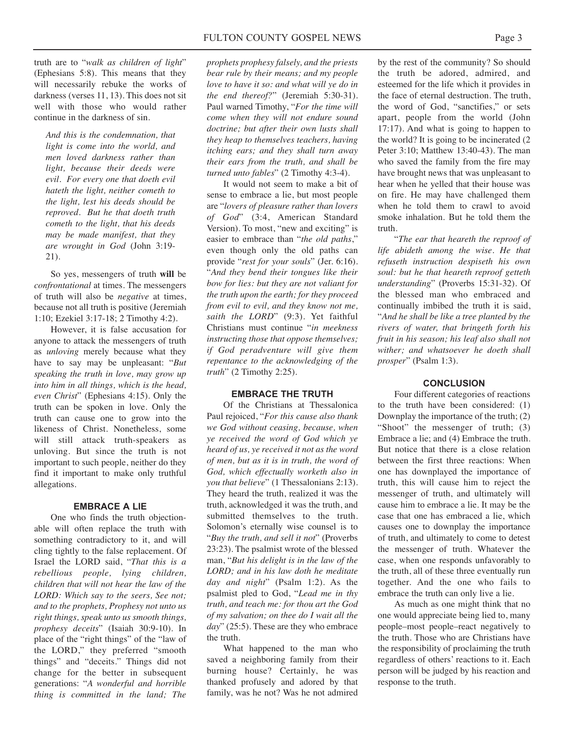truth are to "*walk as children of light*" (Ephesians 5:8). This means that they will necessarily rebuke the works of darkness (verses 11, 13). This does not sit well with those who would rather continue in the darkness of sin.

> *And this is the condemnation, that light is come into the world, and men loved darkness rather than light, because their deeds were evil. For every one that doeth evil hateth the light, neither cometh to the light, lest his deeds should be reproved. But he that doeth truth cometh to the light, that his deeds may be made manifest, that they are wrought in God* (John 3:19-21).

So yes, messengers of truth **will** be *confrontational* at times. The messengers of truth will also be *negative* at times, because not all truth is positive (Jeremiah 1:10; Ezekiel 3:17-18; 2 Timothy 4:2).

However, it is false accusation for anyone to attack the messengers of truth as *unloving* merely because what they have to say may be unpleasant: "*But speaking the truth in love, may grow up into him in all things, which is the head, even Christ*" (Ephesians 4:15). Only the truth can be spoken in love. Only the truth can cause one to grow into the likeness of Christ. Nonetheless, some will still attack truth-speakers as unloving. But since the truth is not important to such people, neither do they find it important to make only truthful allegations.

## EMBRACE A LIE

One who finds the truth objectionable will often replace the truth with something contradictory to it, and will cling tightly to the false replacement. Of Israel the LORD said, "*That this is a rebellious people, lying children, children that will not hear the law of the LORD: Which say to the seers, See not; and to the prophets, Prophesy not unto us right things, speak unto us smooth things, prophesy deceits*" (Isaiah 30:9-10). In place of the "right things" of the "law of the LORD," they preferred "smooth things" and "deceits." Things did not change for the better in subsequent generations: "*A wonderful and horrible thing is committed in the land; The prophets prophesy falsely, and the priests bear rule by their means; and my people love to have it so: and what will ye do in the end thereof?*" (Jeremiah 5:30-31). Paul warned Timothy, "*For the time will come when they will not endure sound doctrine; but after their own lusts shall they heap to themselves teachers, having itching ears; and they shall turn away their ears from the truth, and shall be turned unto fables*" (2 Timothy 4:3-4).

It would not seem to make a bit of sense to embrace a lie, but most people are "*lovers of pleasure rather than lovers of God*" (3:4, American Standard Version). To most, "new and exciting" is easier to embrace than "*the old paths*," even though only the old paths can provide "*rest for your souls*" (Jer. 6:16). "*And they bend their tongues like their bow for lies: but they are not valiant for the truth upon the earth; for they proceed from evil to evil, and they know not me, saith the LORD*" (9:3). Yet faithful Christians must continue "*in meekness instructing those that oppose themselves; if God peradventure will give them repentance to the acknowledging of the truth*" (2 Timothy 2:25).

## EMBRACE THE TRUTH

Of the Christians at Thessalonica Paul rejoiced, "*For this cause also thank we God without ceasing, because, when ye received the word of God which ye heard of us, ye received it not as the word of men, but as it is in truth, the word of God, which effectually worketh also in you that believe*" (1 Thessalonians 2:13). They heard the truth, realized it was the truth, acknowledged it was the truth, and submitted themselves to the truth. Solomon's eternally wise counsel is to "*Buy the truth, and sell it not*" (Proverbs 23:23). The psalmist wrote of the blessed man, "*But his delight is in the law of the LORD; and in his law doth he meditate day and night*" (Psalm 1:2). As the psalmist pled to God, "*Lead me in thy truth, and teach me: for thou art the God of my salvation; on thee do I wait all the day*" (25:5). These are they who embrace the truth.

What happened to the man who saved a neighboring family from their burning house? Certainly, he was thanked profusely and adored by that family, was he not? Was he not admired by the rest of the community? So should the truth be adored, admired, and esteemed for the life which it provides in the face of eternal destruction. The truth, the word of God, "sanctifies," or sets apart, people from the world (John 17:17). And what is going to happen to the world? It is going to be incinerated (2 Peter 3:10; Matthew 13:40-43). The man who saved the family from the fire may have brought news that was unpleasant to hear when he yelled that their house was on fire. He may have challenged them when he told them to crawl to avoid smoke inhalation. But he told them the truth.

"*The ear that heareth the reproof of life abideth among the wise. He that refuseth instruction despiseth his own soul: but he that heareth reproof getteth understanding*" (Proverbs 15:31-32). Of the blessed man who embraced and continually imbibed the truth it is said, "*And he shall be like a tree planted by the rivers of water, that bringeth forth his fruit in his season; his leaf also shall not wither; and whatsoever he doeth shall prosper*" (Psalm 1:3).

## CONCLUSION

Four different categories of reactions to the truth have been considered: (1) Downplay the importance of the truth; (2) "Shoot" the messenger of truth; (3) Embrace a lie; and (4) Embrace the truth. But notice that there is a close relation between the first three reactions: When one has downplayed the importance of truth, this will cause him to reject the messenger of truth, and ultimately will cause him to embrace a lie. It may be the case that one has embraced a lie, which causes one to downplay the importance of truth, and ultimately to come to detest the messenger of truth. Whatever the case, when one responds unfavorably to the truth, all of these three eventually run together. And the one who fails to embrace the truth can only live a lie.

As much as one might think that no one would appreciate being lied to, many people–most people–react negatively to the truth. Those who are Christians have the responsibility of proclaiming the truth regardless of others' reactions to it. Each person will be judged by his reaction and response to the truth.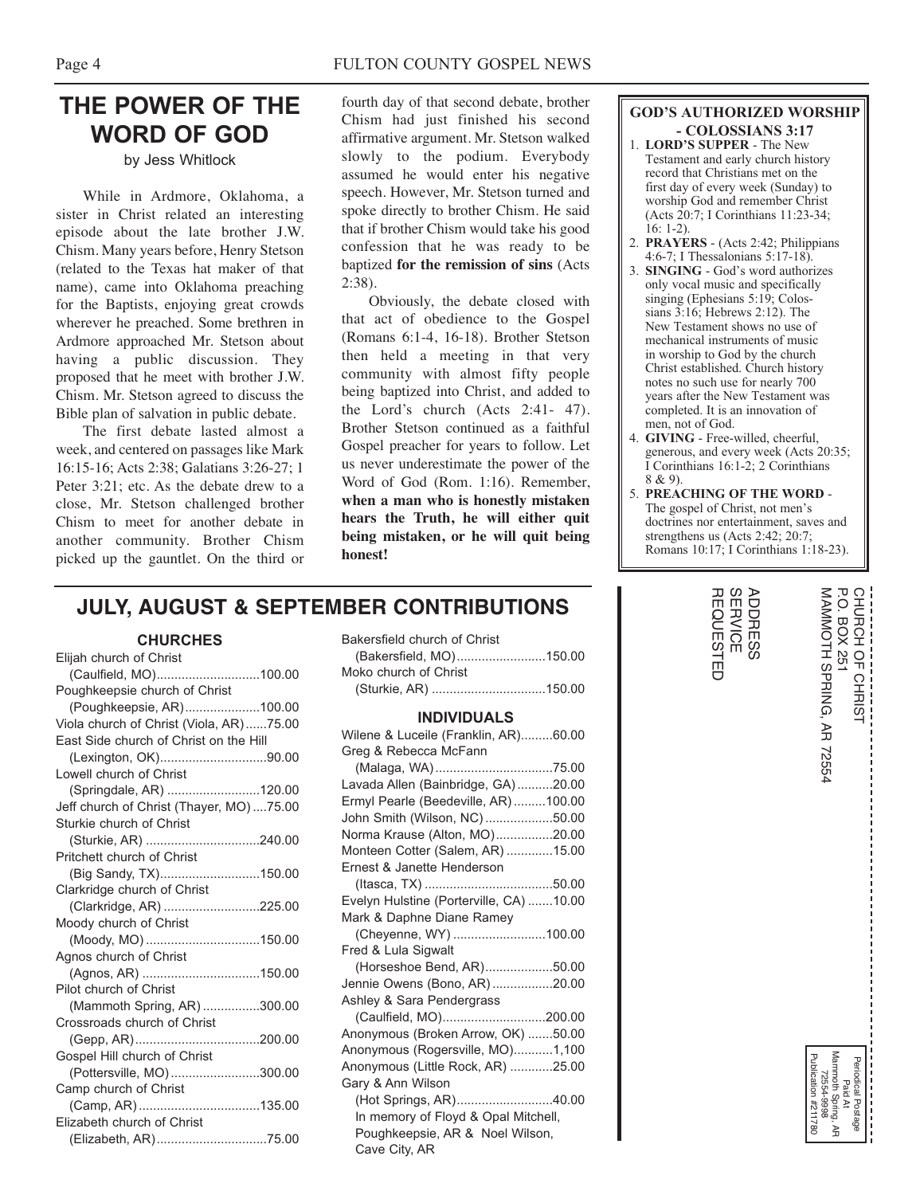# THE POWER OF THE WORD OF GOD

by Jess Whitlock

While in Ardmore, Oklahoma, a sister in Christ related an interesting episode about the late brother J.W. Chism. Many years before, Henry Stetson (related to the Texas hat maker of that name), came into Oklahoma preaching for the Baptists, enjoying great crowds wherever he preached. Some brethren in Ardmore approached Mr. Stetson about having a public discussion. They proposed that he meet with brother J.W. Chism. Mr. Stetson agreed to discuss the Bible plan of salvation in public debate.

The first debate lasted almost a week, and centered on passages like Mark 16:15-16; Acts 2:38; Galatians 3:26-27; 1 Peter 3:21; etc. As the debate drew to a close, Mr. Stetson challenged brother Chism to meet for another debate in another community. Brother Chism picked up the gauntlet. On the third or fourth day of that second debate, brother Chism had just finished his second affirmative argument. Mr. Stetson walked slowly to the podium. Everybody assumed he would enter his negative speech. However, Mr. Stetson turned and spoke directly to brother Chism. He said that if brother Chism would take his good confession that he was ready to be baptized **for the remission of sins** (Acts 2:38).

Obviously, the debate closed with that act of obedience to the Gospel (Romans 6:1-4, 16-18). Brother Stetson then held a meeting in that very community with almost fifty people being baptized into Christ, and added to the Lord's church (Acts 2:41- 47). Brother Stetson continued as a faithful Gospel preacher for years to follow. Let us never underestimate the power of the Word of God (Rom. 1:16). Remember, **when a man who is honestly mistaken hears the Truth, he will either quit being mistaken, or he will quit being honest!**

## GOD'S AUTHORIZED WORSHIP - COLOSSIANS 3:17

1. **LORD'S SUPPER** - The New Testament and early church history record that Christians met on the first day of every week (Sunday) to worship God and remember Christ (Acts 20:7; I Corinthians 11:23-34; 16: 1-2).
2. **PRAYERS** - (Acts 2:42; Philippians 4:6-7; I Thessalonians 5:17-18).
3. **SINGING** - God's word authorizes only vocal music and specifically singing (Ephesians 5:19; Colossians 3:16; Hebrews 2:12). The New Testament shows no use of mechanical instruments of music in worship to God by the church Christ established. Church history notes no such use for nearly 700 years after the New Testament was completed. It is an innovation of men, not of God.
4. **GIVING** - Free-willed, cheerful, generous, and every week (Acts 20:35; I Corinthians 16:1-2; 2 Corinthians 8 & 9).
5. **PREACHING OF THE WORD** - The gospel of Christ, not men's doctrines nor entertainment, saves and strengthens us (Acts 2:42; 20:7; Romans 10:17; I Corinthians 1:18-23).

# JULY, AUGUST & SEPTEMBER CONTRIBUTIONS

### CHURCHES

Elijah church of Christ (Caulfield, MO)....100.00
Poughkeepsie church of Christ (Poughkeepsie, AR)....100.00
Viola church of Christ (Viola, AR)....75.00
East Side church of Christ on the Hill (Lexington, OK)....90.00
Lowell church of Christ (Springdale, AR)....120.00
Jeff church of Christ (Thayer, MO)....75.00
Sturkie church of Christ (Sturkie, AR)....240.00
Pritchett church of Christ (Big Sandy, TX)....150.00
Clarkridge church of Christ (Clarkridge, AR)....225.00
Moody church of Christ (Moody, MO)....150.00
Agnos church of Christ (Agnos, AR)....150.00
Pilot church of Christ (Mammoth Spring, AR)....300.00
Crossroads church of Christ (Gepp, AR)....200.00
Gospel Hill church of Christ (Pottersville, MO)....300.00
Camp church of Christ (Camp, AR)....135.00
Elizabeth church of Christ (Elizabeth, AR)....75.00
Bakersfield church of Christ (Bakersfield, MO)....150.00
Moko church of Christ (Sturkie, AR)....150.00

### INDIVIDUALS

Wilene & Luceile (Franklin, AR)....60.00
Greg & Rebecca McFann (Malaga, WA)....75.00
Lavada Allen (Bainbridge, GA)....20.00
Ermyl Pearle (Beedeville, AR)....100.00
John Smith (Wilson, NC)....50.00
Norma Krause (Alton, MO)....20.00
Monteen Cotter (Salem, AR)....15.00
Ernest & Janette Henderson (Itasca, TX)....50.00
Evelyn Hulstine (Porterville, CA)....10.00
Mark & Daphne Diane Ramey (Cheyenne, WY)....100.00
Fred & Lula Sigwalt (Horseshoe Bend, AR)....50.00
Jennie Owens (Bono, AR)....20.00
Ashley & Sara Pendergrass (Caulfield, MO)....200.00
Anonymous (Broken Arrow, OK)....50.00
Anonymous (Rogersville, MO)....1,100
Anonymous (Little Rock, AR)....25.00
Gary & Ann Wilson (Hot Springs, AR)....40.00
In memory of Floyd & Opal Mitchell, Poughkeepsie, AR & Noel Wilson, Cave City, AR

CHURCH OF CHRIST
P.O. BOX 251
MAMMOTH SPRING, AR 72554

ADDRESS SERVICE REQUESTED

Periodical Postage Paid At Mammoth Spring, AR 72554-9998 Publication #211780